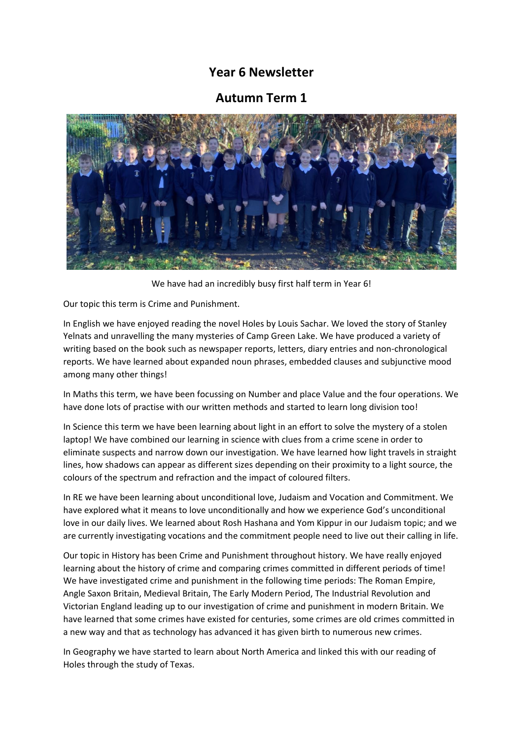# Year 6 Newsletter

## Autumn Term 1

We have had an incredibly busy first half term in Year 6!

Our topic this term is Crime and Punishment.

In English we have enjoyed reading the novel Holes by Louis Sachar. We loved the story of Stanley Yelnats and unravelling the many mysteries of Camp Green Lake. We have produced a variety of writing based on the book such as newspaper reports, letters, diary entries and non-chronological reports. We have learned about expanded noun phrases, embedded clauses and subjunctive mood among many other things!

In Maths this term, we have been focussing on Number and place Value and the four operations. We have done lots of practise with our written methods and started to learn long division too!

In Science this term we have been learning about light in an effort to solve the mystery of a stolen laptop! We have combined our learning in science with clues from a crime scene in order to eliminate suspects and narrow down our investigation. We have learned how light travels in straight lines, how shadows can appear as different sizes depending on their proximity to a light source, the colours of the spectrum and refraction and the impact of coloured filters.

In RE we have been learning about unconditional love, Judaism and Vocation and Commitment. We have explored what it means to love unconditionally and how we experience God's unconditional love in our daily lives. We learned about Rosh Hashana and Yom Kippur in our Judaism topic; and we are currently investigating vocations and the commitment people need to live out their calling in life.

Our topic in History has been Crime and Punishment throughout history. We have really enjoyed learning about the history of crime and comparing crimes committed in different periods of time! We have investigated crime and punishment in the following time periods: The Roman Empire, Angle Saxon Britain, Medieval Britain, The Early Modern Period, The Industrial Revolution and Victorian England leading up to our investigation of crime and punishment in modern Britain. We have learned that some crimes have existed for centuries, some crimes are old crimes committed in a new way and that as technology has advanced it has given birth to numerous new crimes.

In Geography we have started to learn about North America and linked this with our reading of Holes through the study of Texas.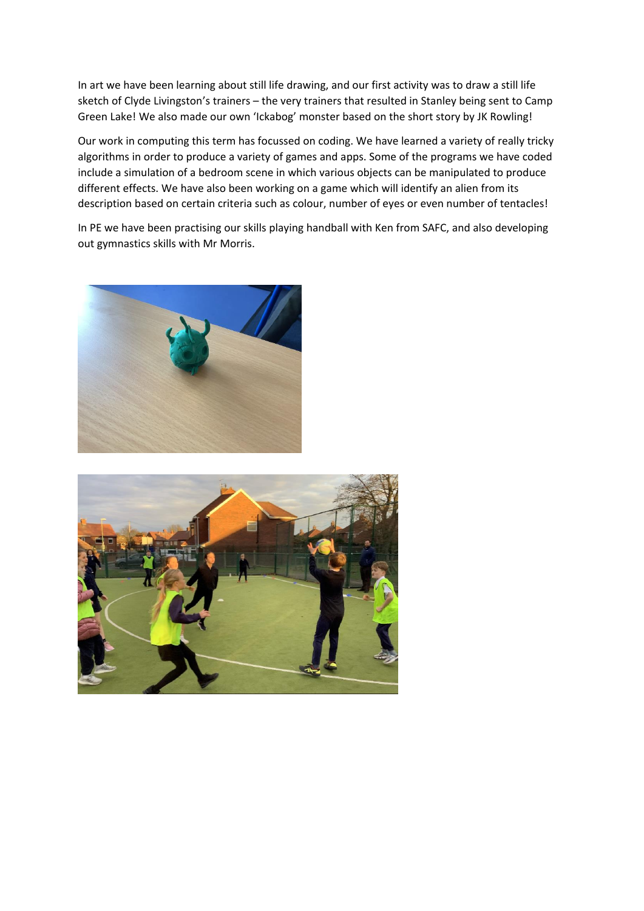In art we have been learning about still life drawing, and our first activity was to draw a still life sketch of Clyde Livingston's trainers – the very trainers that resulted in Stanley being sent to Camp Green Lake! We also made our own 'Ickabog' monster based on the short story by JK Rowling!

Our work in computing this term has focussed on coding. We have learned a variety of really tricky algorithms in order to produce a variety of games and apps. Some of the programs we have coded include a simulation of a bedroom scene in which various objects can be manipulated to produce different effects. We have also been working on a game which will identify an alien from its description based on certain criteria such as colour, number of eyes or even number of tentacles!

In PE we have been practising our skills playing handball with Ken from SAFC, and also developing out gymnastics skills with Mr Morris.